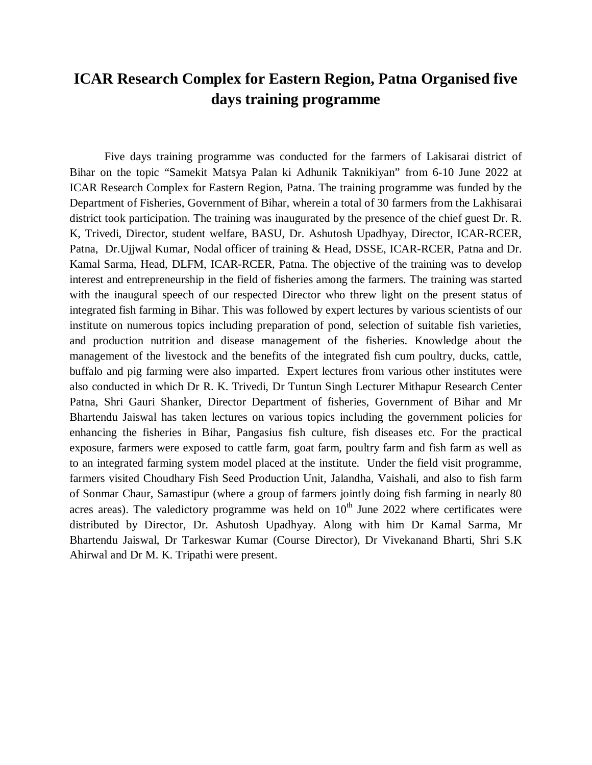# ICAR Research Complex for Eastern Region, Patna Organised five days training programme

Five days training programme was conducted for the farmers of Lakisarai district of Bihar on the topic "Samekit Matsya Palan ki Adhunik Taknikiyan" from 6-10 June 2022 at ICAR Research Complex for Eastern Region, Patna. The training programme was funded by the Department of Fisheries, Government of Bihar, wherein a total of 30 farmers from the Lakhisarai district took participation. The training was inaugurated by the presence of the chief guest Dr. R. K, Trivedi, Director, student welfare, BASU, Dr. Ashutosh Upadhyay, Director, ICAR-RCER, Patna, Dr.Ujjwal Kumar, Nodal officer of training & Head, DSSE, ICAR-RCER, Patna and Dr. Kamal Sarma, Head, DLFM, ICAR-RCER, Patna. The objective of the training was to develop interest and entrepreneurship in the field of fisheries among the farmers. The training was started with the inaugural speech of our respected Director who threw light on the present status of integrated fish farming in Bihar. This was followed by expert lectures by various scientists of our institute on numerous topics including preparation of pond, selection of suitable fish varieties, and production nutrition and disease management of the fisheries. Knowledge about the management of the livestock and the benefits of the integrated fish cum poultry, ducks, cattle, buffalo and pig farming were also imparted. Expert lectures from various other institutes were also conducted in which Dr R. K. Trivedi, Dr Tuntun Singh Lecturer Mithapur Research Center Patna, Shri Gauri Shanker, Director Department of fisheries, Government of Bihar and Mr Bhartendu Jaiswal has taken lectures on various topics including the government policies for enhancing the fisheries in Bihar, Pangasius fish culture, fish diseases etc. For the practical exposure, farmers were exposed to cattle farm, goat farm, poultry farm and fish farm as well as to an integrated farming system model placed at the institute. Under the field visit programme, farmers visited Choudhary Fish Seed Production Unit, Jalandha, Vaishali, and also to fish farm of Sonmar Chaur, Samastipur (where a group of farmers jointly doing fish farming in nearly 80 acres areas). The valedictory programme was held on 10th June 2022 where certificates were distributed by Director, Dr. Ashutosh Upadhyay. Along with him Dr Kamal Sarma, Mr Bhartendu Jaiswal, Dr Tarkeswar Kumar (Course Director), Dr Vivekanand Bharti, Shri S.K Ahirwal and Dr M. K. Tripathi were present.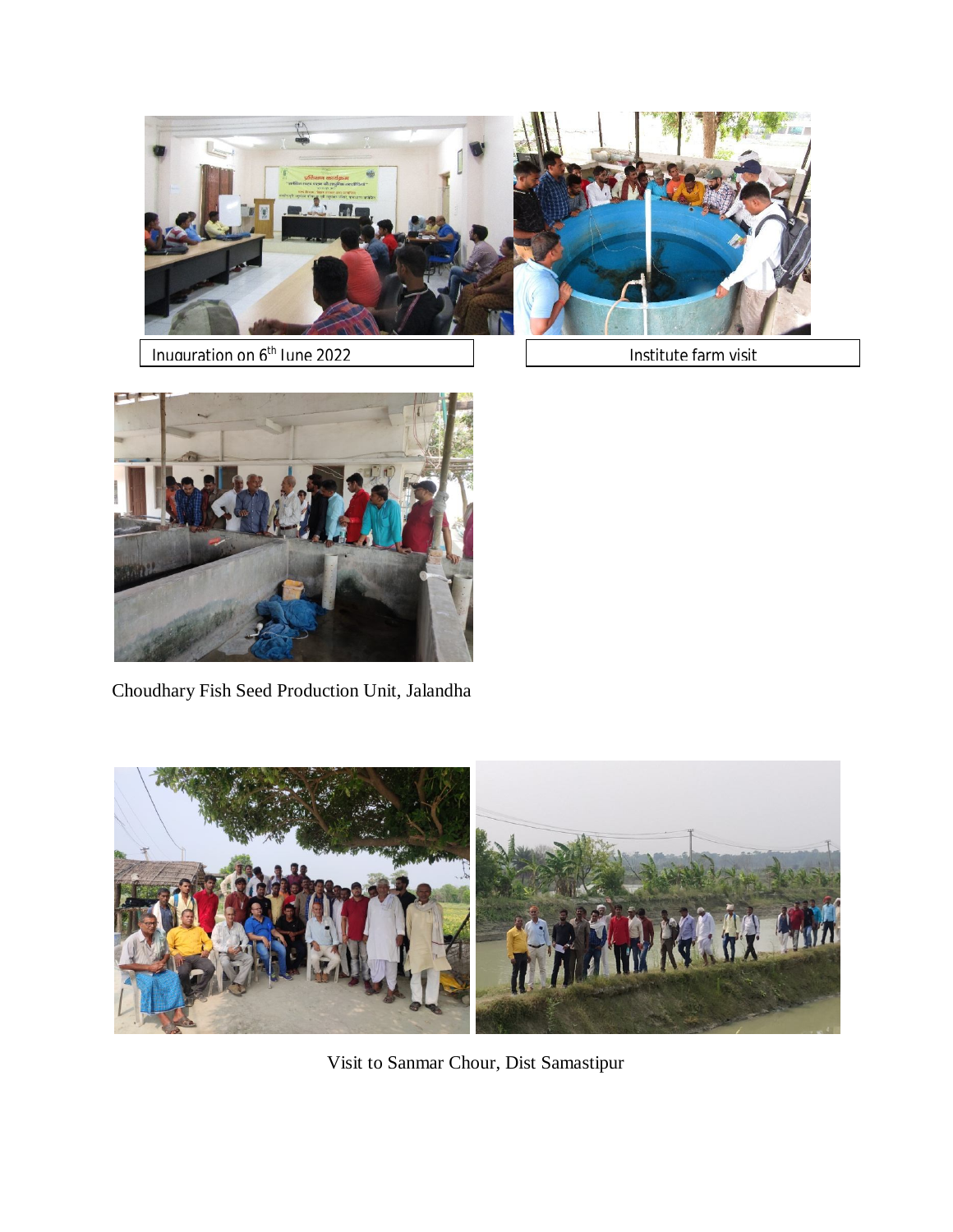Inuguration on 6th June 2022

Institute farm visit

Choudhary Fish Seed Production Unit, Jalandha

Visit to Sanmar Chour, Dist Samastipur